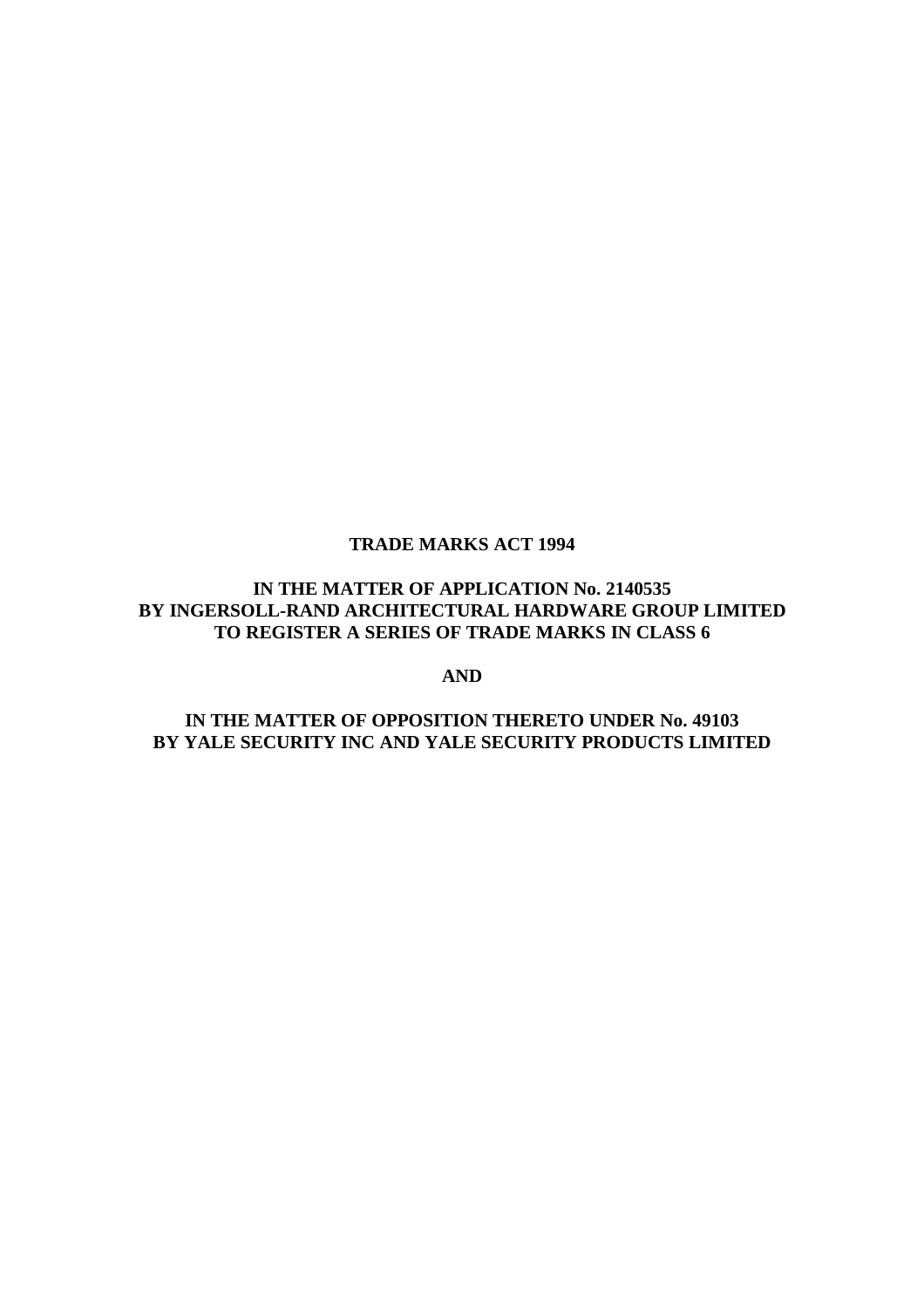**TRADE MARKS ACT 1994**

**IN THE MATTER OF APPLICATION No. 2140535**
**BY INGERSOLL-RAND ARCHITECTURAL HARDWARE GROUP LIMITED**
**TO REGISTER A SERIES OF TRADE MARKS IN CLASS 6**

**AND**

**IN THE MATTER OF OPPOSITION THERETO UNDER No. 49103**
**BY YALE SECURITY INC AND YALE SECURITY PRODUCTS LIMITED**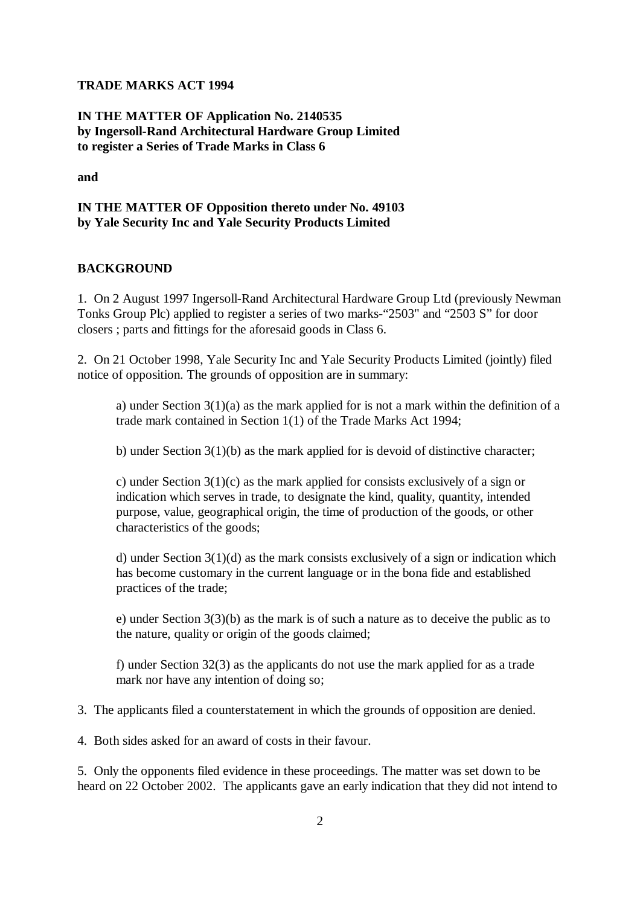**TRADE MARKS ACT 1994**

**IN THE MATTER OF Application No. 2140535**
**by Ingersoll-Rand Architectural Hardware Group Limited**
**to register a Series of Trade Marks in Class 6**

**and**

**IN THE MATTER OF Opposition thereto under No. 49103**
**by Yale Security Inc and Yale Security Products Limited**

**BACKGROUND**

1. On 2 August 1997 Ingersoll-Rand Architectural Hardware Group Ltd (previously Newman Tonks Group Plc) applied to register a series of two marks-"2503" and "2503 S" for door closers ; parts and fittings for the aforesaid goods in Class 6.

2. On 21 October 1998, Yale Security Inc and Yale Security Products Limited (jointly) filed notice of opposition. The grounds of opposition are in summary:

   a) under Section 3(1)(a) as the mark applied for is not a mark within the definition of a trade mark contained in Section 1(1) of the Trade Marks Act 1994;

   b) under Section 3(1)(b) as the mark applied for is devoid of distinctive character;

   c) under Section 3(1)(c) as the mark applied for consists exclusively of a sign or indication which serves in trade, to designate the kind, quality, quantity, intended purpose, value, geographical origin, the time of production of the goods, or other characteristics of the goods;

   d) under Section 3(1)(d) as the mark consists exclusively of a sign or indication which has become customary in the current language or in the bona fide and established practices of the trade;

   e) under Section 3(3)(b) as the mark is of such a nature as to deceive the public as to the nature, quality or origin of the goods claimed;

   f) under Section 32(3) as the applicants do not use the mark applied for as a trade mark nor have any intention of doing so;

3. The applicants filed a counterstatement in which the grounds of opposition are denied.

4. Both sides asked for an award of costs in their favour.

5. Only the opponents filed evidence in these proceedings. The matter was set down to be heard on 22 October 2002. The applicants gave an early indication that they did not intend to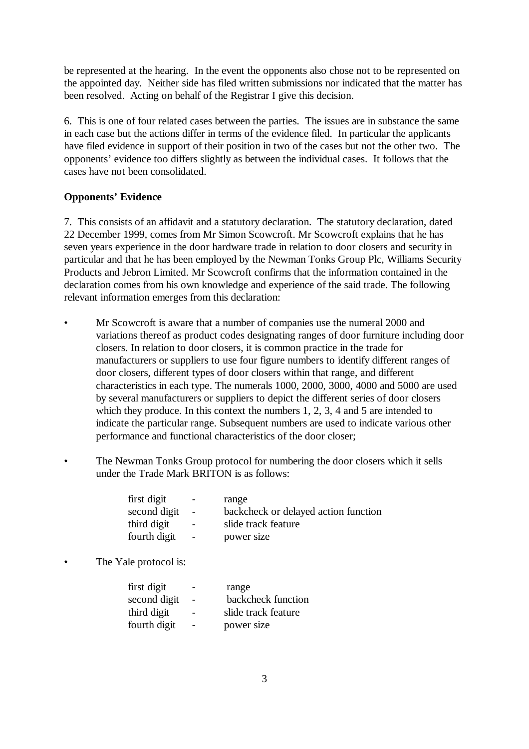be represented at the hearing. In the event the opponents also chose not to be represented on the appointed day. Neither side has filed written submissions nor indicated that the matter has been resolved. Acting on behalf of the Registrar I give this decision.

6. This is one of four related cases between the parties. The issues are in substance the same in each case but the actions differ in terms of the evidence filed. In particular the applicants have filed evidence in support of their position in two of the cases but not the other two. The opponents' evidence too differs slightly as between the individual cases. It follows that the cases have not been consolidated.

**Opponents' Evidence**

7. This consists of an affidavit and a statutory declaration. The statutory declaration, dated 22 December 1999, comes from Mr Simon Scowcroft. Mr Scowcroft explains that he has seven years experience in the door hardware trade in relation to door closers and security in particular and that he has been employed by the Newman Tonks Group Plc, Williams Security Products and Jebron Limited. Mr Scowcroft confirms that the information contained in the declaration comes from his own knowledge and experience of the said trade. The following relevant information emerges from this declaration:

- Mr Scowcroft is aware that a number of companies use the numeral 2000 and variations thereof as product codes designating ranges of door furniture including door closers. In relation to door closers, it is common practice in the trade for manufacturers or suppliers to use four figure numbers to identify different ranges of door closers, different types of door closers within that range, and different characteristics in each type. The numerals 1000, 2000, 3000, 4000 and 5000 are used by several manufacturers or suppliers to depict the different series of door closers which they produce. In this context the numbers 1, 2, 3, 4 and 5 are intended to indicate the particular range. Subsequent numbers are used to indicate various other performance and functional characteristics of the door closer;

- The Newman Tonks Group protocol for numbering the door closers which it sells under the Trade Mark BRITON is as follows:

  first digit - range
  second digit - backcheck or delayed action function
  third digit - slide track feature
  fourth digit - power size

- The Yale protocol is:

  first digit - range
  second digit - backcheck function
  third digit - slide track feature
  fourth digit - power size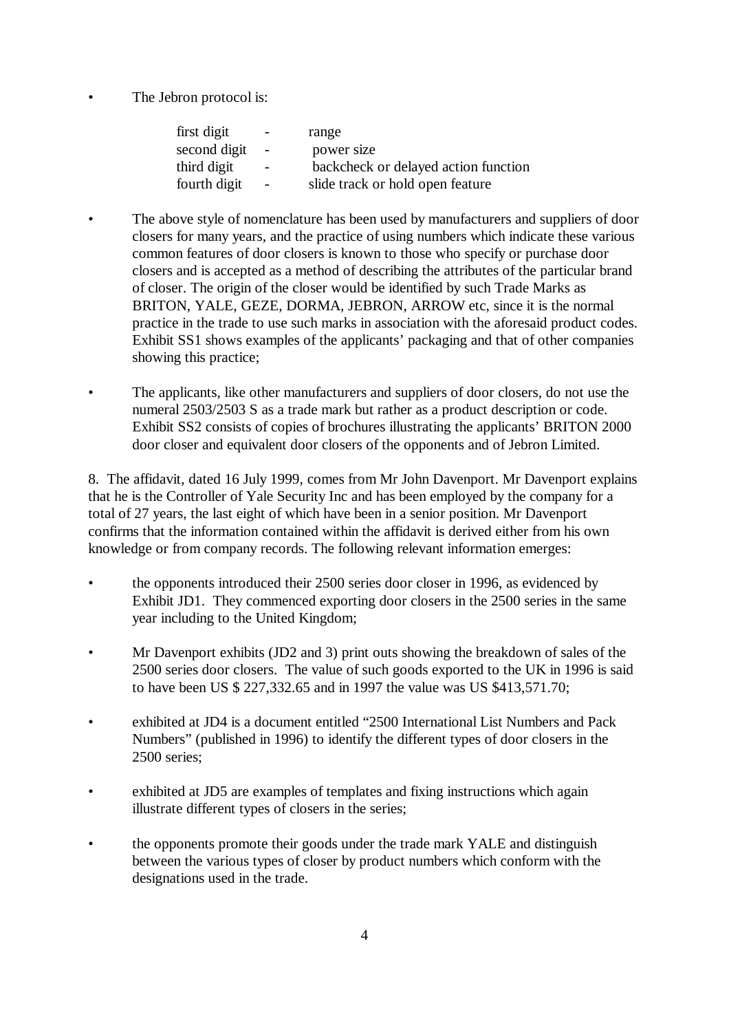- The Jebron protocol is:

| | | |
|---|---|---|
| first digit | - | range |
| second digit | - | power size |
| third digit | - | backcheck or delayed action function |
| fourth digit | - | slide track or hold open feature |

- The above style of nomenclature has been used by manufacturers and suppliers of door closers for many years, and the practice of using numbers which indicate these various common features of door closers is known to those who specify or purchase door closers and is accepted as a method of describing the attributes of the particular brand of closer. The origin of the closer would be identified by such Trade Marks as BRITON, YALE, GEZE, DORMA, JEBRON, ARROW etc, since it is the normal practice in the trade to use such marks in association with the aforesaid product codes. Exhibit SS1 shows examples of the applicants' packaging and that of other companies showing this practice;

- The applicants, like other manufacturers and suppliers of door closers, do not use the numeral 2503/2503 S as a trade mark but rather as a product description or code. Exhibit SS2 consists of copies of brochures illustrating the applicants' BRITON 2000 door closer and equivalent door closers of the opponents and of Jebron Limited.

8. The affidavit, dated 16 July 1999, comes from Mr John Davenport. Mr Davenport explains that he is the Controller of Yale Security Inc and has been employed by the company for a total of 27 years, the last eight of which have been in a senior position. Mr Davenport confirms that the information contained within the affidavit is derived either from his own knowledge or from company records. The following relevant information emerges:

- the opponents introduced their 2500 series door closer in 1996, as evidenced by Exhibit JD1. They commenced exporting door closers in the 2500 series in the same year including to the United Kingdom;

- Mr Davenport exhibits (JD2 and 3) print outs showing the breakdown of sales of the 2500 series door closers. The value of such goods exported to the UK in 1996 is said to have been US $ 227,332.65 and in 1997 the value was US $413,571.70;

- exhibited at JD4 is a document entitled "2500 International List Numbers and Pack Numbers" (published in 1996) to identify the different types of door closers in the 2500 series;

- exhibited at JD5 are examples of templates and fixing instructions which again illustrate different types of closers in the series;

- the opponents promote their goods under the trade mark YALE and distinguish between the various types of closer by product numbers which conform with the designations used in the trade.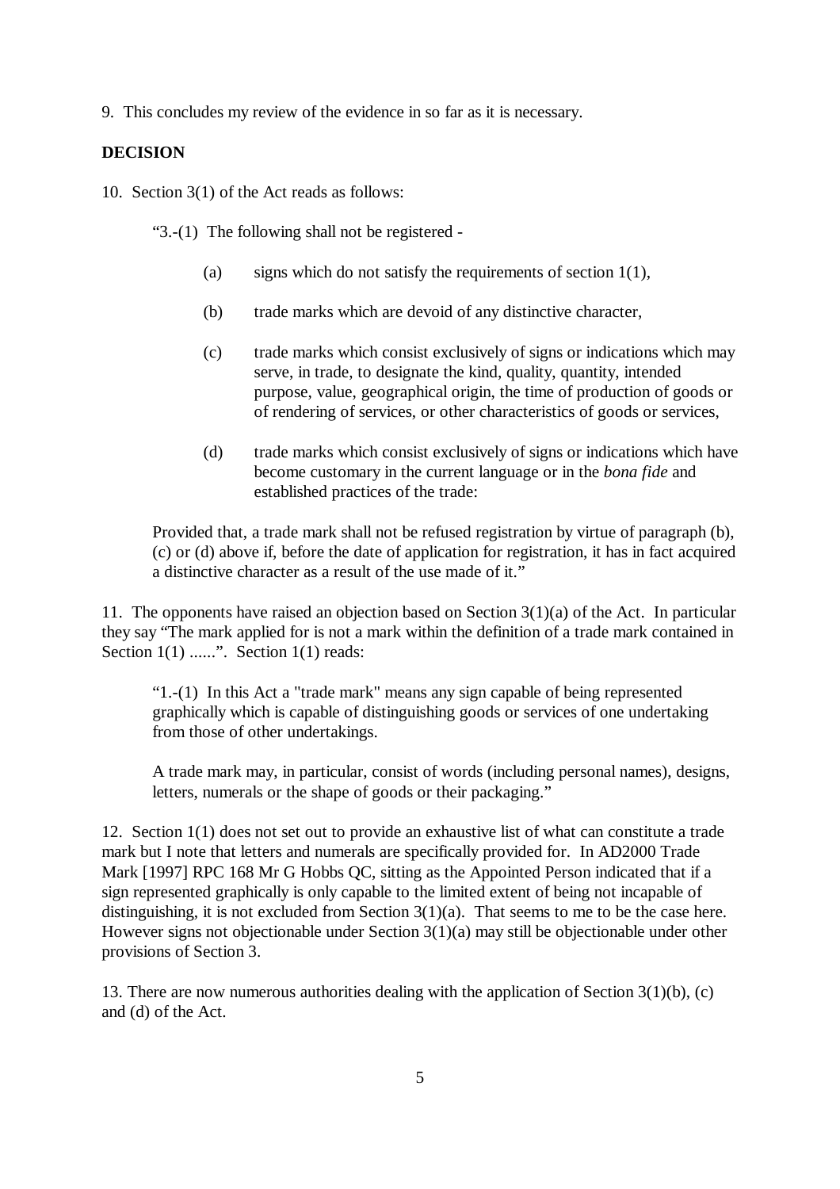9. This concludes my review of the evidence in so far as it is necessary.

**DECISION**

10. Section 3(1) of the Act reads as follows:

> "3.-(1) The following shall not be registered -
>
> (a) signs which do not satisfy the requirements of section 1(1),
>
> (b) trade marks which are devoid of any distinctive character,
>
> (c) trade marks which consist exclusively of signs or indications which may serve, in trade, to designate the kind, quality, quantity, intended purpose, value, geographical origin, the time of production of goods or of rendering of services, or other characteristics of goods or services,
>
> (d) trade marks which consist exclusively of signs or indications which have become customary in the current language or in the *bona fide* and established practices of the trade:
>
> Provided that, a trade mark shall not be refused registration by virtue of paragraph (b), (c) or (d) above if, before the date of application for registration, it has in fact acquired a distinctive character as a result of the use made of it."

11. The opponents have raised an objection based on Section 3(1)(a) of the Act. In particular they say "The mark applied for is not a mark within the definition of a trade mark contained in Section 1(1) ......". Section 1(1) reads:

> "1.-(1) In this Act a "trade mark" means any sign capable of being represented graphically which is capable of distinguishing goods or services of one undertaking from those of other undertakings.
>
> A trade mark may, in particular, consist of words (including personal names), designs, letters, numerals or the shape of goods or their packaging."

12. Section 1(1) does not set out to provide an exhaustive list of what can constitute a trade mark but I note that letters and numerals are specifically provided for. In AD2000 Trade Mark [1997] RPC 168 Mr G Hobbs QC, sitting as the Appointed Person indicated that if a sign represented graphically is only capable to the limited extent of being not incapable of distinguishing, it is not excluded from Section 3(1)(a). That seems to me to be the case here. However signs not objectionable under Section 3(1)(a) may still be objectionable under other provisions of Section 3.

13. There are now numerous authorities dealing with the application of Section 3(1)(b), (c) and (d) of the Act.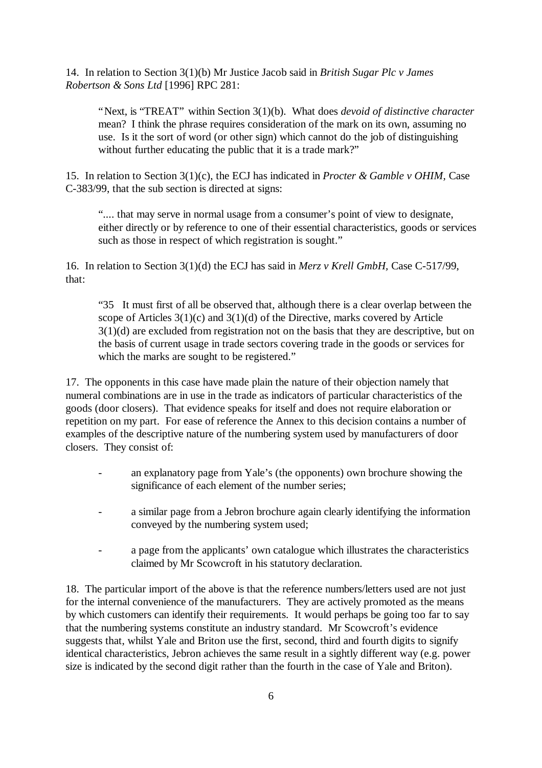14. In relation to Section 3(1)(b) Mr Justice Jacob said in *British Sugar Plc v James Robertson & Sons Ltd* [1996] RPC 281:

> "Next, is "TREAT" within Section 3(1)(b). What does *devoid of distinctive character* mean? I think the phrase requires consideration of the mark on its own, assuming no use. Is it the sort of word (or other sign) which cannot do the job of distinguishing without further educating the public that it is a trade mark?"

15. In relation to Section 3(1)(c), the ECJ has indicated in *Procter & Gamble v OHIM*, Case C-383/99, that the sub section is directed at signs:

> ".... that may serve in normal usage from a consumer's point of view to designate, either directly or by reference to one of their essential characteristics, goods or services such as those in respect of which registration is sought."

16. In relation to Section 3(1)(d) the ECJ has said in *Merz v Krell GmbH*, Case C-517/99, that:

> "35 It must first of all be observed that, although there is a clear overlap between the scope of Articles 3(1)(c) and 3(1)(d) of the Directive, marks covered by Article 3(1)(d) are excluded from registration not on the basis that they are descriptive, but on the basis of current usage in trade sectors covering trade in the goods or services for which the marks are sought to be registered."

17. The opponents in this case have made plain the nature of their objection namely that numeral combinations are in use in the trade as indicators of particular characteristics of the goods (door closers). That evidence speaks for itself and does not require elaboration or repetition on my part. For ease of reference the Annex to this decision contains a number of examples of the descriptive nature of the numbering system used by manufacturers of door closers. They consist of:

- an explanatory page from Yale's (the opponents) own brochure showing the significance of each element of the number series;
- a similar page from a Jebron brochure again clearly identifying the information conveyed by the numbering system used;
- a page from the applicants' own catalogue which illustrates the characteristics claimed by Mr Scowcroft in his statutory declaration.

18. The particular import of the above is that the reference numbers/letters used are not just for the internal convenience of the manufacturers. They are actively promoted as the means by which customers can identify their requirements. It would perhaps be going too far to say that the numbering systems constitute an industry standard. Mr Scowcroft's evidence suggests that, whilst Yale and Briton use the first, second, third and fourth digits to signify identical characteristics, Jebron achieves the same result in a sightly different way (e.g. power size is indicated by the second digit rather than the fourth in the case of Yale and Briton).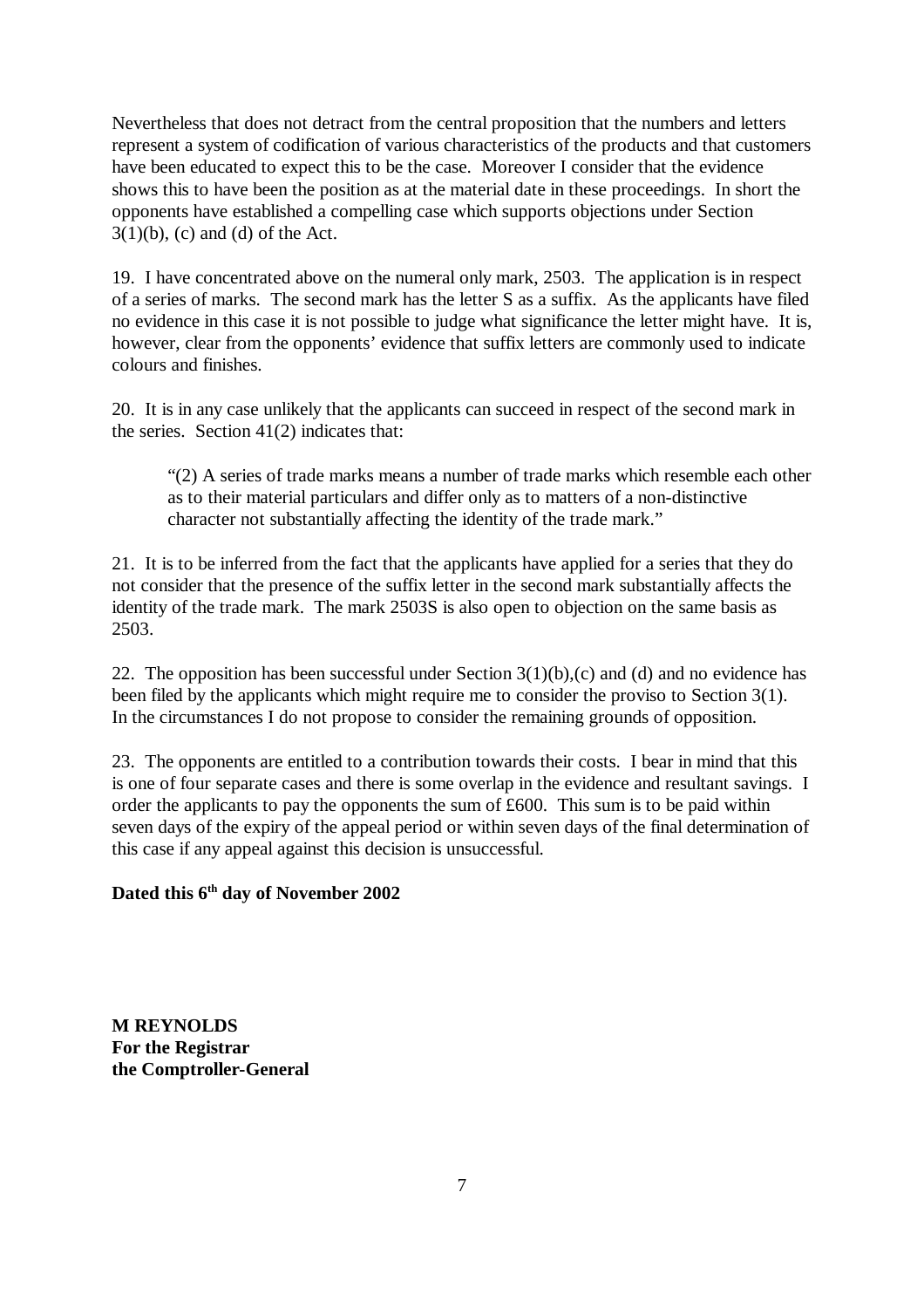Nevertheless that does not detract from the central proposition that the numbers and letters represent a system of codification of various characteristics of the products and that customers have been educated to expect this to be the case. Moreover I consider that the evidence shows this to have been the position as at the material date in these proceedings. In short the opponents have established a compelling case which supports objections under Section 3(1)(b), (c) and (d) of the Act.

19. I have concentrated above on the numeral only mark, 2503. The application is in respect of a series of marks. The second mark has the letter S as a suffix. As the applicants have filed no evidence in this case it is not possible to judge what significance the letter might have. It is, however, clear from the opponents' evidence that suffix letters are commonly used to indicate colours and finishes.

20. It is in any case unlikely that the applicants can succeed in respect of the second mark in the series. Section 41(2) indicates that:

> "(2) A series of trade marks means a number of trade marks which resemble each other as to their material particulars and differ only as to matters of a non-distinctive character not substantially affecting the identity of the trade mark."

21. It is to be inferred from the fact that the applicants have applied for a series that they do not consider that the presence of the suffix letter in the second mark substantially affects the identity of the trade mark. The mark 2503S is also open to objection on the same basis as 2503.

22. The opposition has been successful under Section 3(1)(b),(c) and (d) and no evidence has been filed by the applicants which might require me to consider the proviso to Section 3(1). In the circumstances I do not propose to consider the remaining grounds of opposition.

23. The opponents are entitled to a contribution towards their costs. I bear in mind that this is one of four separate cases and there is some overlap in the evidence and resultant savings. I order the applicants to pay the opponents the sum of £600. This sum is to be paid within seven days of the expiry of the appeal period or within seven days of the final determination of this case if any appeal against this decision is unsuccessful.

**Dated this 6th day of November 2002**

**M REYNOLDS**
**For the Registrar**
**the Comptroller-General**